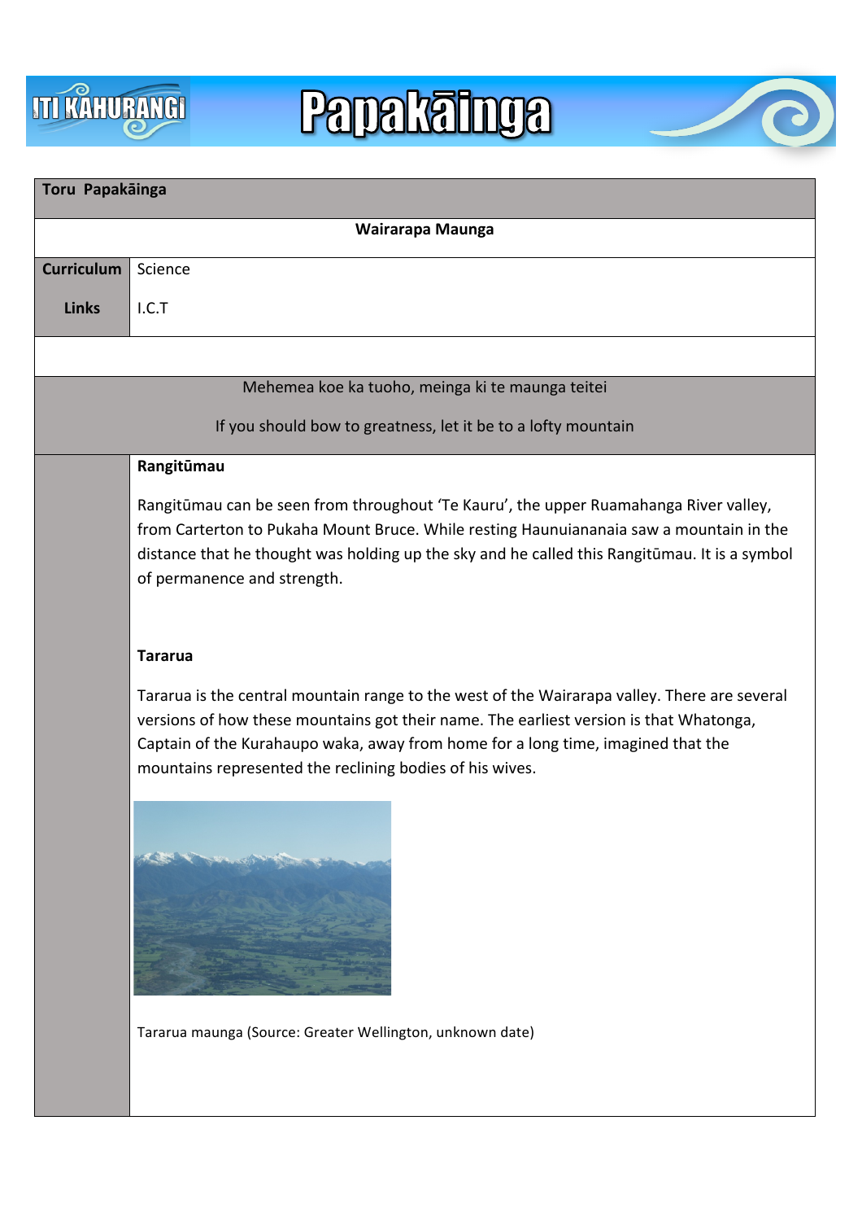# Papakāinga

**Toru Papakāinga**

**Wairarapa Maunga**

| **Curriculum Links** | Science |
|---|---|
| | I.C.T |

Mehemea koe ka tuoho, meinga ki te maunga teitei

If you should bow to greatness, let it be to a lofty mountain

**Rangitūmau**

Rangitūmau can be seen from throughout 'Te Kauru', the upper Ruamahanga River valley, from Carterton to Pukaha Mount Bruce. While resting Haunuiananaia saw a mountain in the distance that he thought was holding up the sky and he called this Rangitūmau. It is a symbol of permanence and strength.

**Tararua**

Tararua is the central mountain range to the west of the Wairarapa valley. There are several versions of how these mountains got their name. The earliest version is that Whatonga, Captain of the Kurahaupo waka, away from home for a long time, imagined that the mountains represented the reclining bodies of his wives.

Tararua maunga (Source: Greater Wellington, unknown date)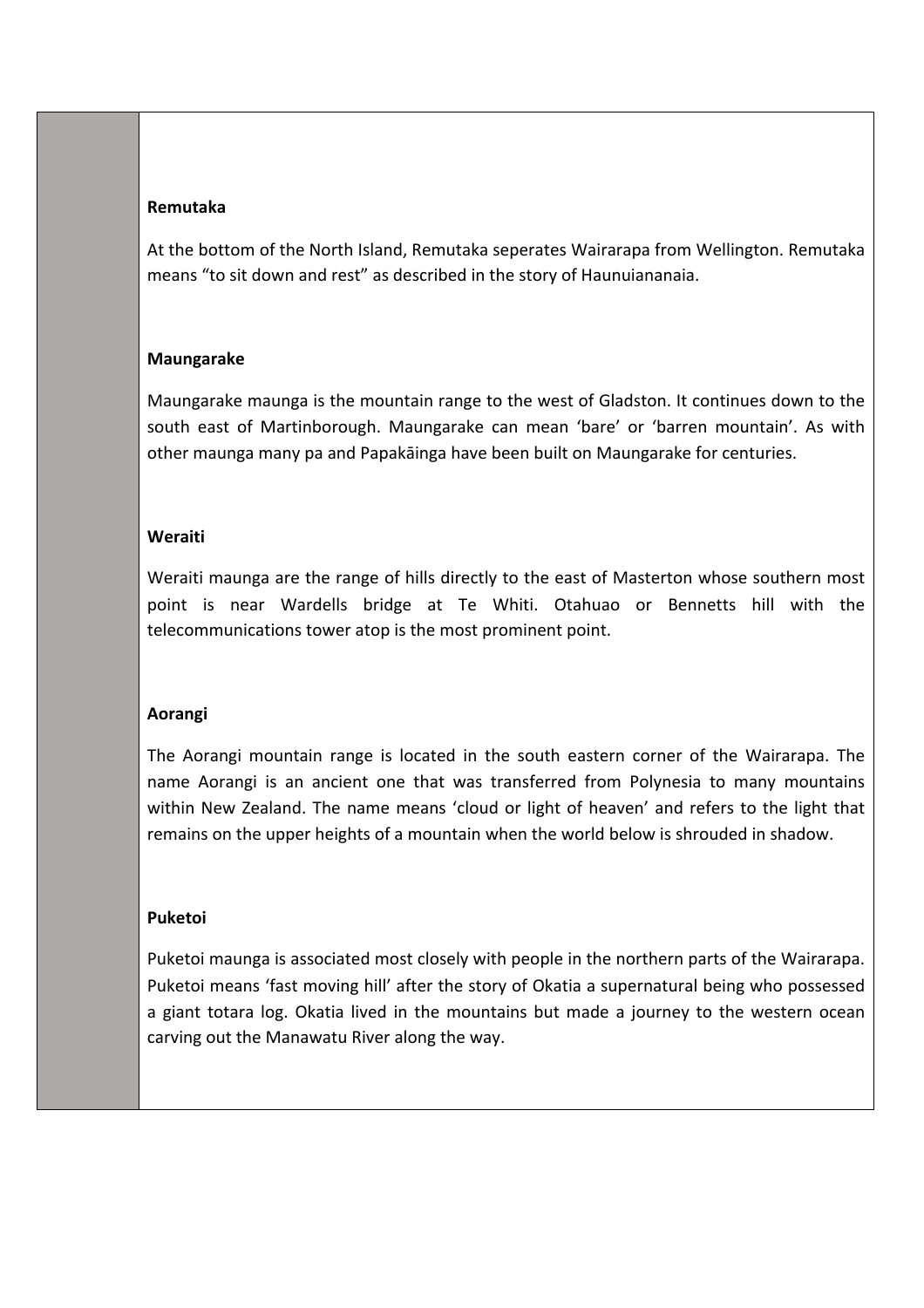**Remutaka**

At the bottom of the North Island, Remutaka seperates Wairarapa from Wellington. Remutaka means "to sit down and rest" as described in the story of Haunuiananaia.

**Maungarake**

Maungarake maunga is the mountain range to the west of Gladston. It continues down to the south east of Martinborough. Maungarake can mean 'bare' or 'barren mountain'. As with other maunga many pa and Papakāinga have been built on Maungarake for centuries.

**Weraiti**

Weraiti maunga are the range of hills directly to the east of Masterton whose southern most point is near Wardells bridge at Te Whiti. Otahuao or Bennetts hill with the telecommunications tower atop is the most prominent point.

**Aorangi**

The Aorangi mountain range is located in the south eastern corner of the Wairarapa. The name Aorangi is an ancient one that was transferred from Polynesia to many mountains within New Zealand. The name means 'cloud or light of heaven' and refers to the light that remains on the upper heights of a mountain when the world below is shrouded in shadow.

**Puketoi**

Puketoi maunga is associated most closely with people in the northern parts of the Wairarapa. Puketoi means 'fast moving hill' after the story of Okatia a supernatural being who possessed a giant totara log. Okatia lived in the mountains but made a journey to the western ocean carving out the Manawatu River along the way.